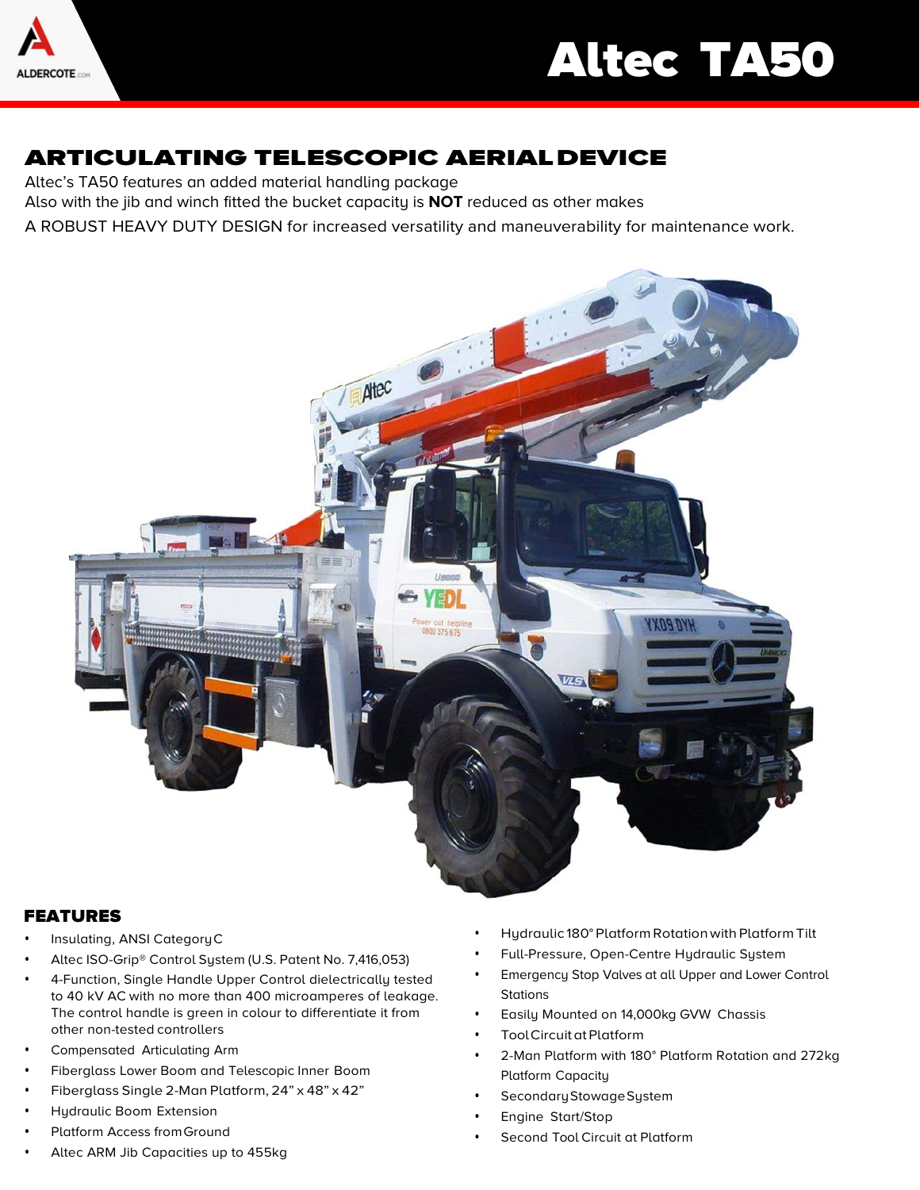# Altec TA50

## ARTICULATING TELESCOPIC AERIAL DEVICE

Altec's TA50 features an added material handling package
Also with the jib and winch fitted the bucket capacity is **NOT** reduced as other makes
A ROBUST HEAVY DUTY DESIGN for increased versatility and maneuverability for maintenance work.

### FEATURES

- Insulating, ANSI Category C
- Altec ISO-Grip® Control System (U.S. Patent No. 7,416,053)
- 4-Function, Single Handle Upper Control dielectrically tested to 40 kV AC with no more than 400 microamperes of leakage. The control handle is green in colour to differentiate it from other non-tested controllers
- Compensated Articulating Arm
- Fiberglass Lower Boom and Telescopic Inner Boom
- Fiberglass Single 2-Man Platform, 24" x 48" x 42"
- Hydraulic Boom Extension
- Platform Access from Ground
- Altec ARM Jib Capacities up to 455kg
- Hydraulic 180° Platform Rotation with Platform Tilt
- Full-Pressure, Open-Centre Hydraulic System
- Emergency Stop Valves at all Upper and Lower Control Stations
- Easily Mounted on 14,000kg GVW Chassis
- Tool Circuit at Platform
- 2-Man Platform with 180° Platform Rotation and 272kg Platform Capacity
- Secondary Stowage System
- Engine Start/Stop
- Second Tool Circuit at Platform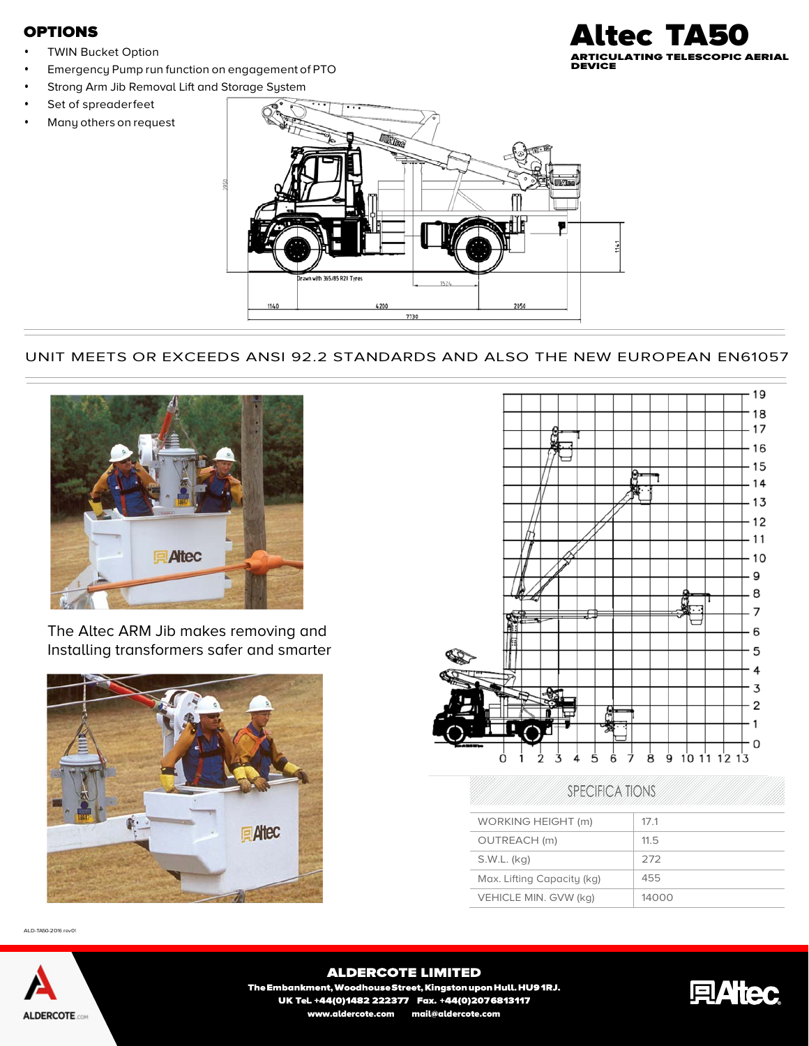## OPTIONS

- TWIN Bucket Option
- Emergency Pump run function on engagement of PTO
- Strong Arm Jib Removal Lift and Storage System
- Set of spreaderfeet
- Many others on request

# Altec TA50

**ARTICULATING TELESCOPIC AERIAL DEVICE**

Drawn with 365/85 R20 Tyres

3950

1141

1524

1140 4200 2050

7730

UNIT MEETS OR EXCEEDS ANSI 92.2 STANDARDS AND ALSO THE NEW EUROPEAN EN61057

The Altec ARM Jib makes removing and Installing transformers safer and smarter

19 18 17 16 15 14 13 12 11 10 9 8 7 6 5 4 3 2 1 0

0 1 2 3 4 5 6 7 8 9 10 11 12 13

## SPECIFICATIONS

| | |
|---|---|
| WORKING HEIGHT (m) | 17.1 |
| OUTREACH (m) | 11.5 |
| S.W.L. (kg) | 272 |
| Max. Lifting Capacity (kg) | 455 |
| VEHICLE MIN. GVW (kg) | 14000 |

ALD-TA50-2016 rev01

**ALDERCOTE LIMITED**

**The Embankment, Woodhouse Street, Kingston upon Hull. HU9 1RJ.**

**UK Tel. +44(0)1482 222377 Fax. +44(0)2076813117**

**www.aldercote.com mail@aldercote.com**